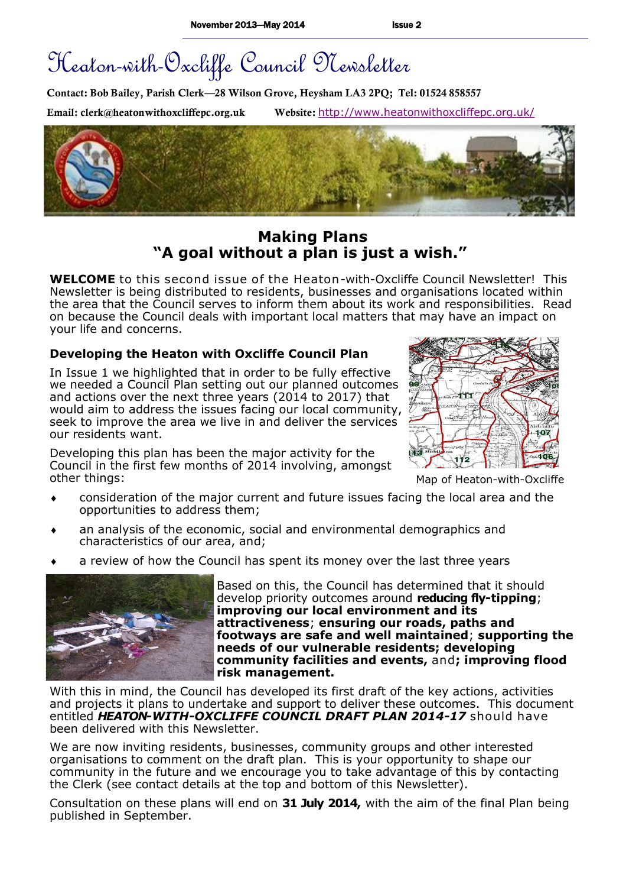November 2013—May 2014 Issue 2

# Heaton-with-Oxcliffe Council Newsletter

**Contact: Bob Bailey, Parish Clerk—28 Wilson Grove, Heysham LA3 2PQ; Tel: 01524 858557**

**Email: clerk@heatonwithoxcliffepc.org.uk** **Website:** http://www.heatonwithoxcliffepc.org.uk/

## Making Plans
## "A goal without a plan is just a wish."

**WELCOME** to this second issue of the Heaton-with-Oxcliffe Council Newsletter! This Newsletter is being distributed to residents, businesses and organisations located within the area that the Council serves to inform them about its work and responsibilities. Read on because the Council deals with important local matters that may have an impact on your life and concerns.

### Developing the Heaton with Oxcliffe Council Plan

In Issue 1 we highlighted that in order to be fully effective we needed a Council Plan setting out our planned outcomes and actions over the next three years (2014 to 2017) that would aim to address the issues facing our local community, seek to improve the area we live in and deliver the services our residents want.

Map of Heaton-with-Oxcliffe

Developing this plan has been the major activity for the Council in the first few months of 2014 involving, amongst other things:

- consideration of the major current and future issues facing the local area and the opportunities to address them;
- an analysis of the economic, social and environmental demographics and characteristics of our area, and;
- a review of how the Council has spent its money over the last three years

Based on this, the Council has determined that it should develop priority outcomes around **reducing fly-tipping**; **improving our local environment and its attractiveness**; **ensuring our roads, paths and footways are safe and well maintained**; **supporting the needs of our vulnerable residents; developing community facilities and events,** and**; improving flood risk management.**

With this in mind, the Council has developed its first draft of the key actions, activities and projects it plans to undertake and support to deliver these outcomes. This document entitled ***HEATON-WITH-OXCLIFFE COUNCIL DRAFT PLAN 2014-17*** should have been delivered with this Newsletter.

We are now inviting residents, businesses, community groups and other interested organisations to comment on the draft plan. This is your opportunity to shape our community in the future and we encourage you to take advantage of this by contacting the Clerk (see contact details at the top and bottom of this Newsletter).

Consultation on these plans will end on **31 July 2014,** with the aim of the final Plan being published in September.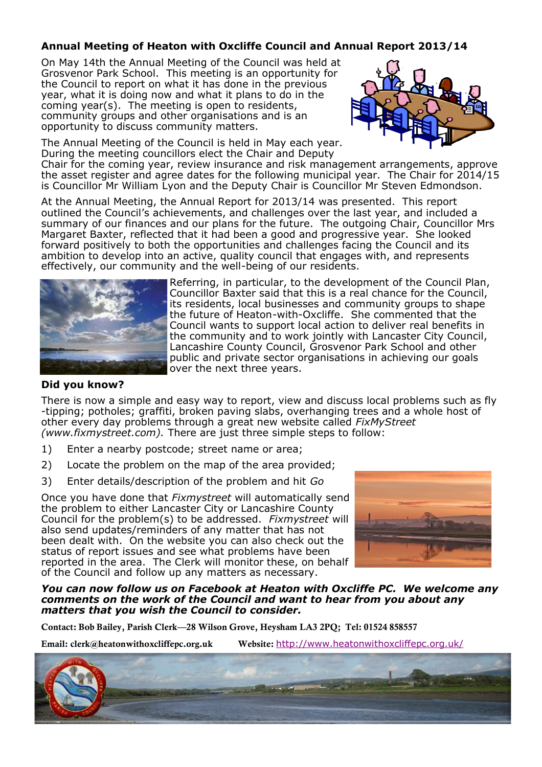## Annual Meeting of Heaton with Oxcliffe Council and Annual Report 2013/14

On May 14th the Annual Meeting of the Council was held at Grosvenor Park School. This meeting is an opportunity for the Council to report on what it has done in the previous year, what it is doing now and what it plans to do in the coming year(s). The meeting is open to residents, community groups and other organisations and is an opportunity to discuss community matters.

The Annual Meeting of the Council is held in May each year. During the meeting councillors elect the Chair and Deputy Chair for the coming year, review insurance and risk management arrangements, approve the asset register and agree dates for the following municipal year. The Chair for 2014/15 is Councillor Mr William Lyon and the Deputy Chair is Councillor Mr Steven Edmondson.

At the Annual Meeting, the Annual Report for 2013/14 was presented. This report outlined the Council's achievements, and challenges over the last year, and included a summary of our finances and our plans for the future. The outgoing Chair, Councillor Mrs Margaret Baxter, reflected that it had been a good and progressive year. She looked forward positively to both the opportunities and challenges facing the Council and its ambition to develop into an active, quality council that engages with, and represents effectively, our community and the well-being of our residents.

Referring, in particular, to the development of the Council Plan, Councillor Baxter said that this is a real chance for the Council, its residents, local businesses and community groups to shape the future of Heaton-with-Oxcliffe. She commented that the Council wants to support local action to deliver real benefits in the community and to work jointly with Lancaster City Council, Lancashire County Council, Grosvenor Park School and other public and private sector organisations in achieving our goals over the next three years.

### Did you know?

There is now a simple and easy way to report, view and discuss local problems such as fly-tipping; potholes; graffiti, broken paving slabs, overhanging trees and a whole host of other every day problems through a great new website called *FixMyStreet (www.fixmystreet.com).* There are just three simple steps to follow:

1) Enter a nearby postcode; street name or area;
2) Locate the problem on the map of the area provided;
3) Enter details/description of the problem and hit *Go*

Once you have done that *Fixmystreet* will automatically send the problem to either Lancaster City or Lancashire County Council for the problem(s) to be addressed. *Fixmystreet* will also send updates/reminders of any matter that has not been dealt with. On the website you can also check out the status of report issues and see what problems have been reported in the area. The Clerk will monitor these, on behalf of the Council and follow up any matters as necessary.

***You can now follow us on Facebook at Heaton with Oxcliffe PC. We welcome any comments on the work of the Council and want to hear from you about any matters that you wish the Council to consider.***

**Contact: Bob Bailey, Parish Clerk—28 Wilson Grove, Heysham LA3 2PQ; Tel: 01524 858557**

**Email: clerk@heatonwithoxcliffepc.org.uk** **Website:** http://www.heatonwithoxcliffepc.org.uk/